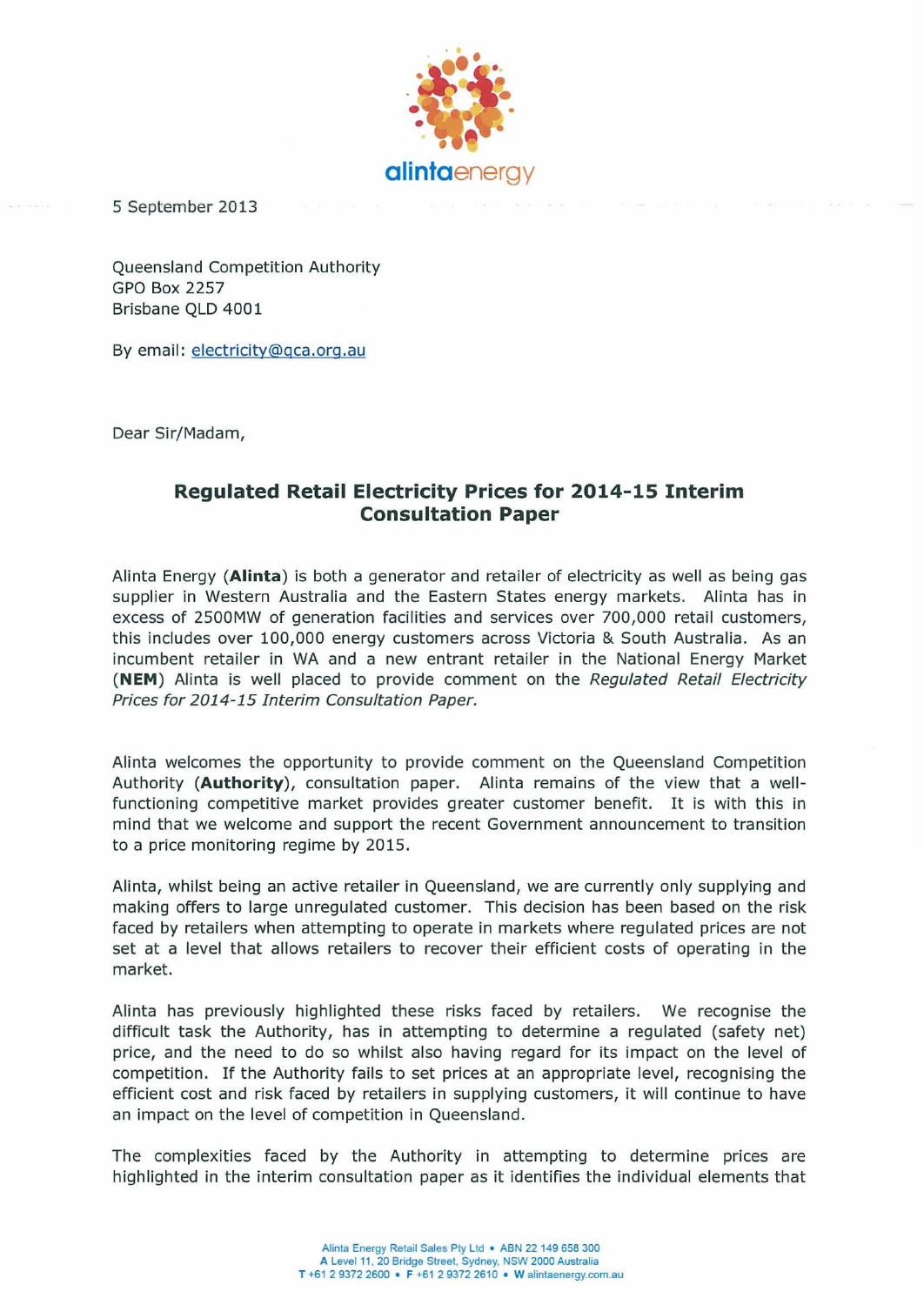5 September 2013

Queensland Competition Authority
GPO Box 2257
Brisbane QLD 4001

By email: electricity@qca.org.au

Dear Sir/Madam,

## Regulated Retail Electricity Prices for 2014-15 Interim Consultation Paper

Alinta Energy (**Alinta**) is both a generator and retailer of electricity as well as being gas supplier in Western Australia and the Eastern States energy markets. Alinta has in excess of 2500MW of generation facilities and services over 700,000 retail customers, this includes over 100,000 energy customers across Victoria & South Australia. As an incumbent retailer in WA and a new entrant retailer in the National Energy Market (**NEM**) Alinta is well placed to provide comment on the *Regulated Retail Electricity Prices for 2014-15 Interim Consultation Paper.*

Alinta welcomes the opportunity to provide comment on the Queensland Competition Authority (**Authority**), consultation paper. Alinta remains of the view that a well-functioning competitive market provides greater customer benefit. It is with this in mind that we welcome and support the recent Government announcement to transition to a price monitoring regime by 2015.

Alinta, whilst being an active retailer in Queensland, we are currently only supplying and making offers to large unregulated customer. This decision has been based on the risk faced by retailers when attempting to operate in markets where regulated prices are not set at a level that allows retailers to recover their efficient costs of operating in the market.

Alinta has previously highlighted these risks faced by retailers. We recognise the difficult task the Authority, has in attempting to determine a regulated (safety net) price, and the need to do so whilst also having regard for its impact on the level of competition. If the Authority fails to set prices at an appropriate level, recognising the efficient cost and risk faced by retailers in supplying customers, it will continue to have an impact on the level of competition in Queensland.

The complexities faced by the Authority in attempting to determine prices are highlighted in the interim consultation paper as it identifies the individual elements that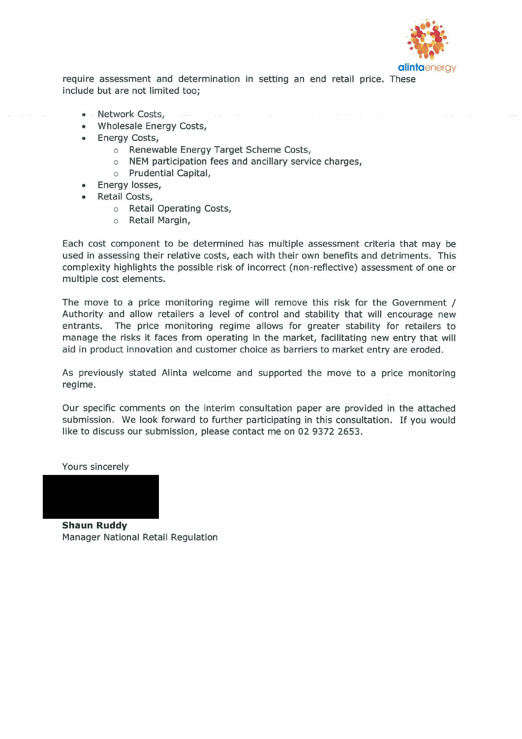require assessment and determination in setting an end retail price. These include but are not limited too;

- Network Costs,
- Wholesale Energy Costs,
- Energy Costs,
  - Renewable Energy Target Scheme Costs,
  - NEM participation fees and ancillary service charges,
  - Prudential Capital,
- Energy losses,
- Retail Costs,
  - Retail Operating Costs,
  - Retail Margin,

Each cost component to be determined has multiple assessment criteria that may be used in assessing their relative costs, each with their own benefits and detriments. This complexity highlights the possible risk of incorrect (non-reflective) assessment of one or multiple cost elements.

The move to a price monitoring regime will remove this risk for the Government / Authority and allow retailers a level of control and stability that will encourage new entrants. The price monitoring regime allows for greater stability for retailers to manage the risks it faces from operating in the market, facilitating new entry that will aid in product innovation and customer choice as barriers to market entry are eroded.

As previously stated Alinta welcome and supported the move to a price monitoring regime.

Our specific comments on the interim consultation paper are provided in the attached submission. We look forward to further participating in this consultation. If you would like to discuss our submission, please contact me on 02 9372 2653.

Yours sincerely

**Shaun Ruddy**
Manager National Retail Regulation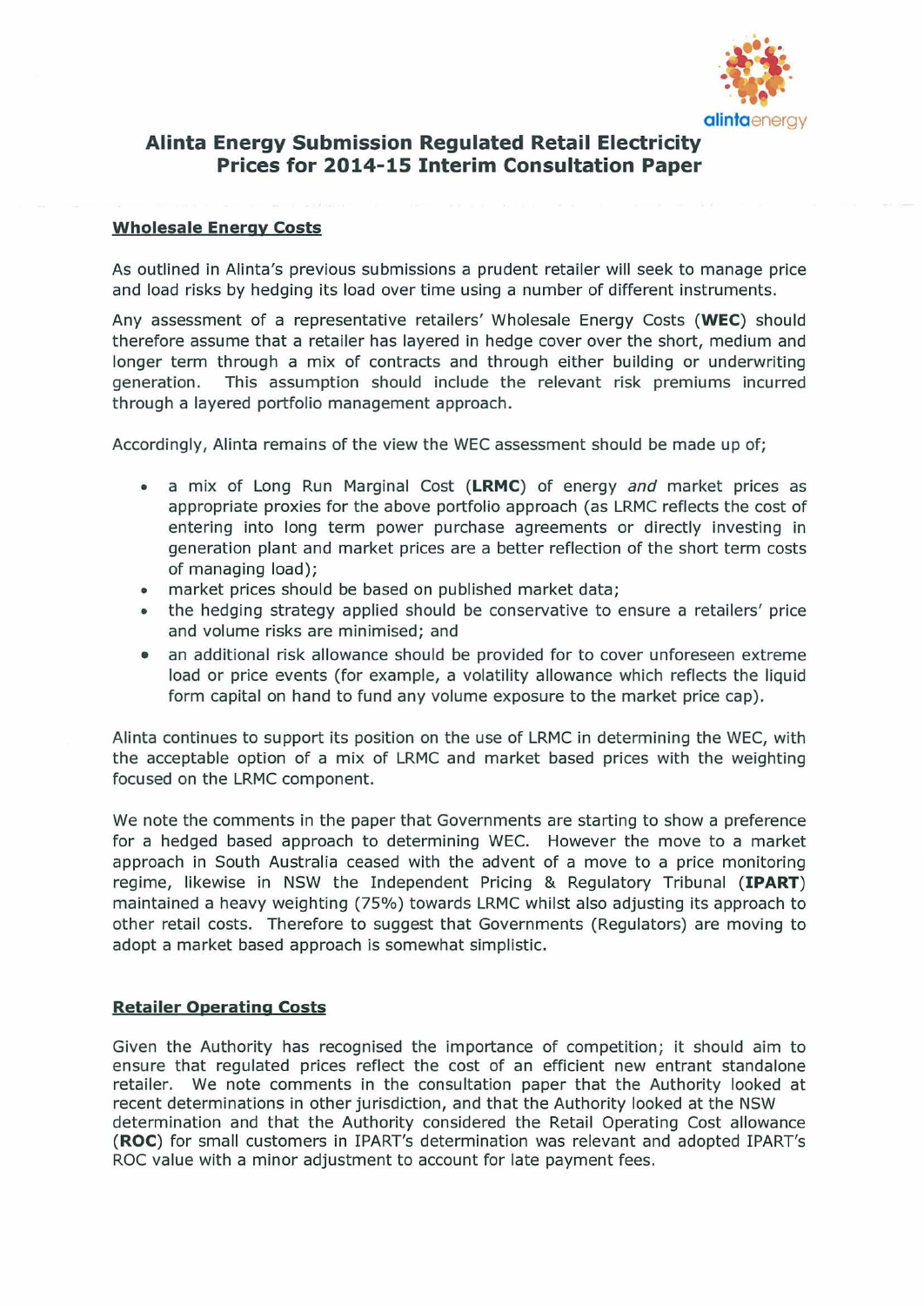# Alinta Energy Submission Regulated Retail Electricity Prices for 2014-15 Interim Consultation Paper

## Wholesale Energy Costs

As outlined in Alinta's previous submissions a prudent retailer will seek to manage price and load risks by hedging its load over time using a number of different instruments.

Any assessment of a representative retailers' Wholesale Energy Costs (**WEC**) should therefore assume that a retailer has layered in hedge cover over the short, medium and longer term through a mix of contracts and through either building or underwriting generation. This assumption should include the relevant risk premiums incurred through a layered portfolio management approach.

Accordingly, Alinta remains of the view the WEC assessment should be made up of;

- a mix of Long Run Marginal Cost (**LRMC**) of energy *and* market prices as appropriate proxies for the above portfolio approach (as LRMC reflects the cost of entering into long term power purchase agreements or directly investing in generation plant and market prices are a better reflection of the short term costs of managing load);
- market prices should be based on published market data;
- the hedging strategy applied should be conservative to ensure a retailers' price and volume risks are minimised; and
- an additional risk allowance should be provided for to cover unforeseen extreme load or price events (for example, a volatility allowance which reflects the liquid form capital on hand to fund any volume exposure to the market price cap).

Alinta continues to support its position on the use of LRMC in determining the WEC, with the acceptable option of a mix of LRMC and market based prices with the weighting focused on the LRMC component.

We note the comments in the paper that Governments are starting to show a preference for a hedged based approach to determining WEC. However the move to a market approach in South Australia ceased with the advent of a move to a price monitoring regime, likewise in NSW the Independent Pricing & Regulatory Tribunal (**IPART**) maintained a heavy weighting (75%) towards LRMC whilst also adjusting its approach to other retail costs. Therefore to suggest that Governments (Regulators) are moving to adopt a market based approach is somewhat simplistic.

## Retailer Operating Costs

Given the Authority has recognised the importance of competition; it should aim to ensure that regulated prices reflect the cost of an efficient new entrant standalone retailer. We note comments in the consultation paper that the Authority looked at recent determinations in other jurisdiction, and that the Authority looked at the NSW determination and that the Authority considered the Retail Operating Cost allowance (**ROC**) for small customers in IPART's determination was relevant and adopted IPART's ROC value with a minor adjustment to account for late payment fees.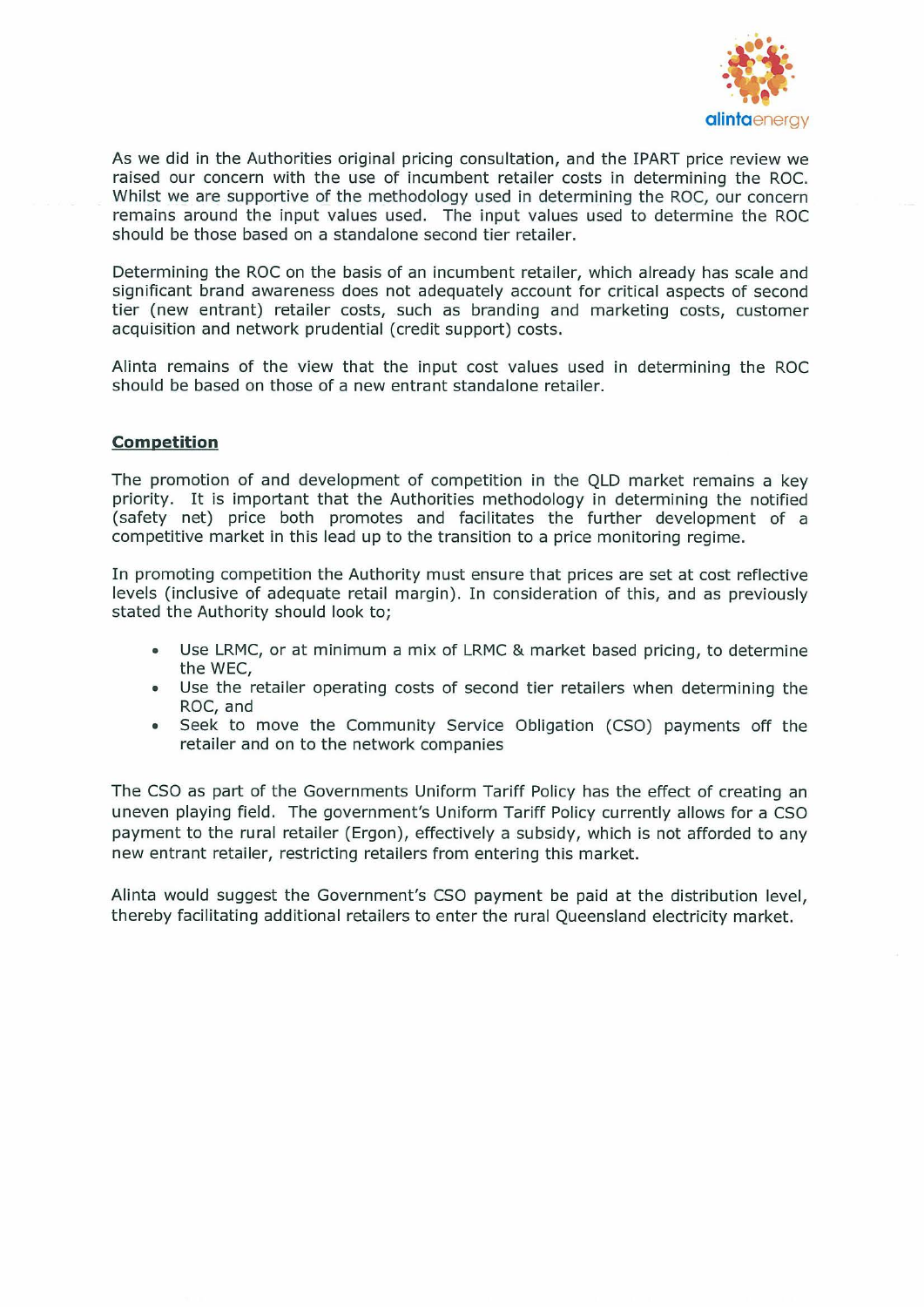As we did in the Authorities original pricing consultation, and the IPART price review we raised our concern with the use of incumbent retailer costs in determining the ROC. Whilst we are supportive of the methodology used in determining the ROC, our concern remains around the input values used. The input values used to determine the ROC should be those based on a standalone second tier retailer.

Determining the ROC on the basis of an incumbent retailer, which already has scale and significant brand awareness does not adequately account for critical aspects of second tier (new entrant) retailer costs, such as branding and marketing costs, customer acquisition and network prudential (credit support) costs.

Alinta remains of the view that the input cost values used in determining the ROC should be based on those of a new entrant standalone retailer.

**Competition**

The promotion of and development of competition in the QLD market remains a key priority. It is important that the Authorities methodology in determining the notified (safety net) price both promotes and facilitates the further development of a competitive market in this lead up to the transition to a price monitoring regime.

In promoting competition the Authority must ensure that prices are set at cost reflective levels (inclusive of adequate retail margin). In consideration of this, and as previously stated the Authority should look to;

- Use LRMC, or at minimum a mix of LRMC & market based pricing, to determine the WEC,
- Use the retailer operating costs of second tier retailers when determining the ROC, and
- Seek to move the Community Service Obligation (CSO) payments off the retailer and on to the network companies

The CSO as part of the Governments Uniform Tariff Policy has the effect of creating an uneven playing field. The government's Uniform Tariff Policy currently allows for a CSO payment to the rural retailer (Ergon), effectively a subsidy, which is not afforded to any new entrant retailer, restricting retailers from entering this market.

Alinta would suggest the Government's CSO payment be paid at the distribution level, thereby facilitating additional retailers to enter the rural Queensland electricity market.